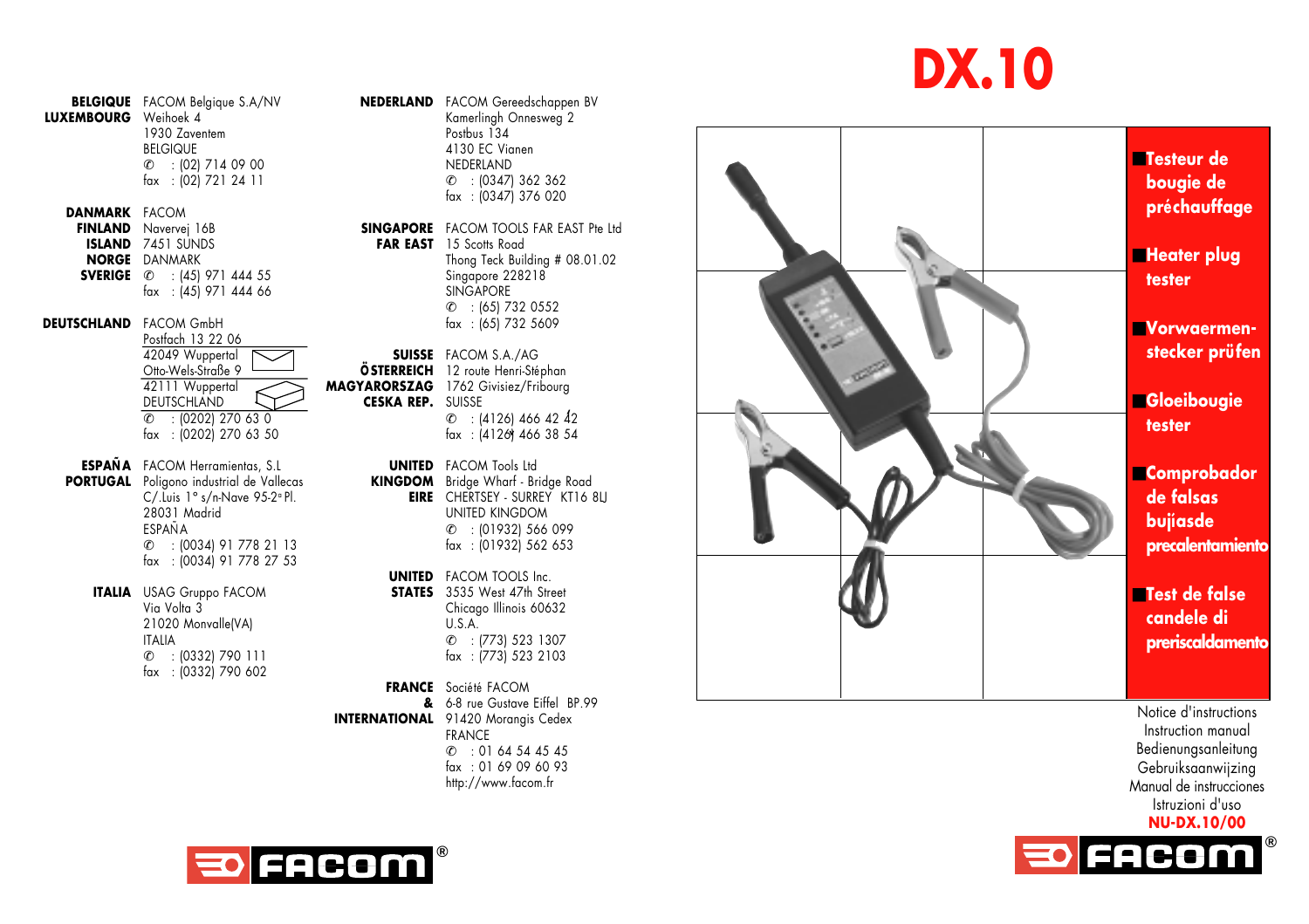# DX.10

- **Testeur de bougie de préchauffage**
- **Heater plug tester**
- **Vorwaermen-stecker prüfen**
- **Gloeibougie tester**
- **Comprobador de falsas bujíasde precalentamiento**
- **Test de false candele di preriscaldamento**

Notice d'instructions
Instruction manual
Bedienungsanleitung
Gebruiksaanwijzing
Manual de instrucciones
Istruzioni d'uso
**NU-DX.10/00**

FACOM®

---

**BELGIQUE LUXEMBOURG**
FACOM Belgique S.A/NV
Weihoek 4
1930 Zaventem
BELGIQUE
✆ : (02) 714 09 00
fax : (02) 721 24 11

**DANMARK FINLAND ISLAND NORGE SVERIGE**
FACOM
Navervej 16B
7451 SUNDS
DANMARK
✆ : (45) 971 444 55
fax : (45) 971 444 66

**DEUTSCHLAND**
FACOM GmbH
Postfach 13 22 06
42049 Wuppertal
Otto-Wels-Straße 9
42111 Wuppertal
DEUTSCHLAND
✆ : (0202) 270 63 0
fax : (0202) 270 63 50

**ESPAÑA PORTUGAL**
FACOM Herramientas, S.L
Poligono industrial de Vallecas
C/.Luis 1° s/n-Nave 95-2° Pl.
28031 Madrid
ESPAÑA
✆ : (0034) 91 778 21 13
fax : (0034) 91 778 27 53

**ITALIA**
USAG Gruppo FACOM
Via Volta 3
21020 Monvalle(VA)
ITALIA
✆ : (0332) 790 111
fax : (0332) 790 602

**NEDERLAND**
FACOM Gereedschappen BV
Kamerlingh Onnesweg 2
Postbus 134
4130 EC Vianen
NEDERLAND
✆ : (0347) 362 362
fax : (0347) 376 020

**SINGAPORE FAR EAST**
FACOM TOOLS FAR EAST Pte Ltd
15 Scotts Road
Thong Teck Building # 08.01.02
Singapore 228218
SINGAPORE
✆ : (65) 732 0552
fax : (65) 732 5609

**SUISSE ÖSTERREICH MAGYARORSZAG CESKA REP.**
FACOM S.A./AG
12 route Henri-Stéphan
1762 Givisiez/Fribourg
SUISSE
✆ : (4126) 466 42 42
fax : (4126) 466 38 54

**UNITED KINGDOM EIRE**
FACOM Tools Ltd
Bridge Wharf - Bridge Road
CHERTSEY - SURREY KT16 8LJ
UNITED KINGDOM
✆ : (01932) 566 099
fax : (01932) 562 653

**UNITED STATES**
FACOM TOOLS Inc.
3535 West 47th Street
Chicago Illinois 60632
U.S.A.
✆ : (773) 523 1307
fax : (773) 523 2103

**FRANCE & INTERNATIONAL**
Société FACOM
6-8 rue Gustave Eiffel BP.99
91420 Morangis Cedex
FRANCE
✆ : 01 64 54 45 45
fax : 01 69 09 60 93
http://www.facom.fr

FACOM®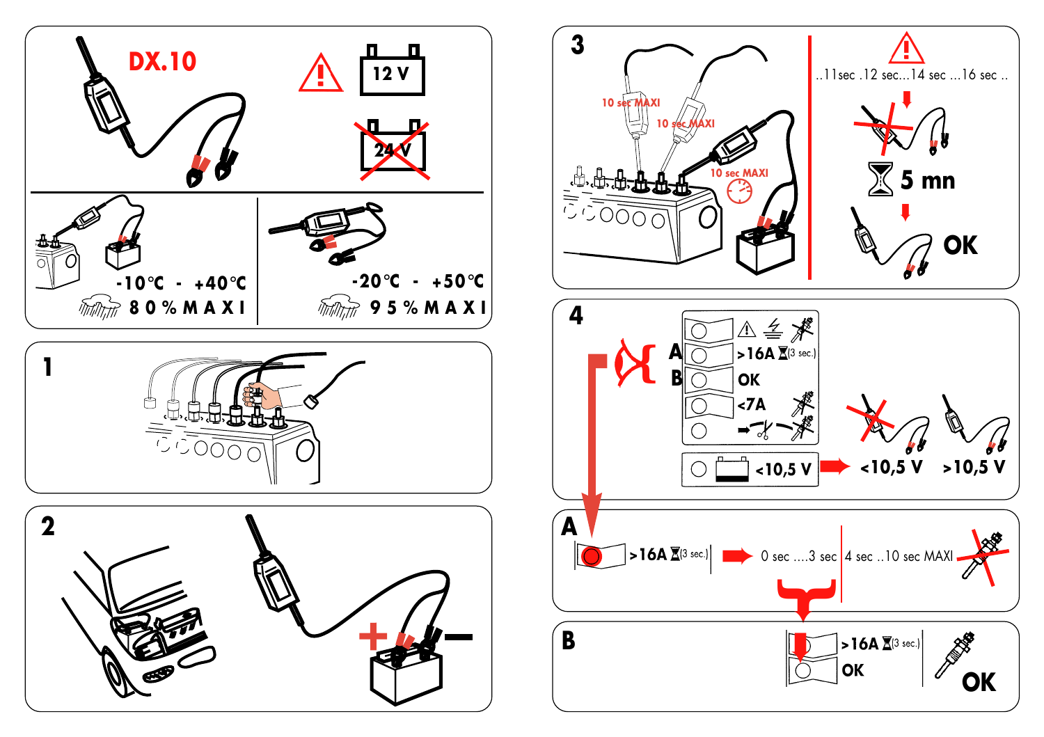DX.10

12 V

24 V

-10°C - +40°C

80% MAXI

-20°C - +50°C

95% MAXI

1

2

+

−

3

10 sec MAXI

10 sec MAXI

10 sec MAXI

..11sec .12 sec...14 sec ...16 sec ..

5 mn

OK

4

A

B

>16A (3 sec.)

OK

<7A

<10,5 V

<10,5 V

>10,5 V

A

>16A (3 sec.)

0 sec ....3 sec

4 sec ..10 sec MAXI

B

>16A (3 sec.)

OK

OK